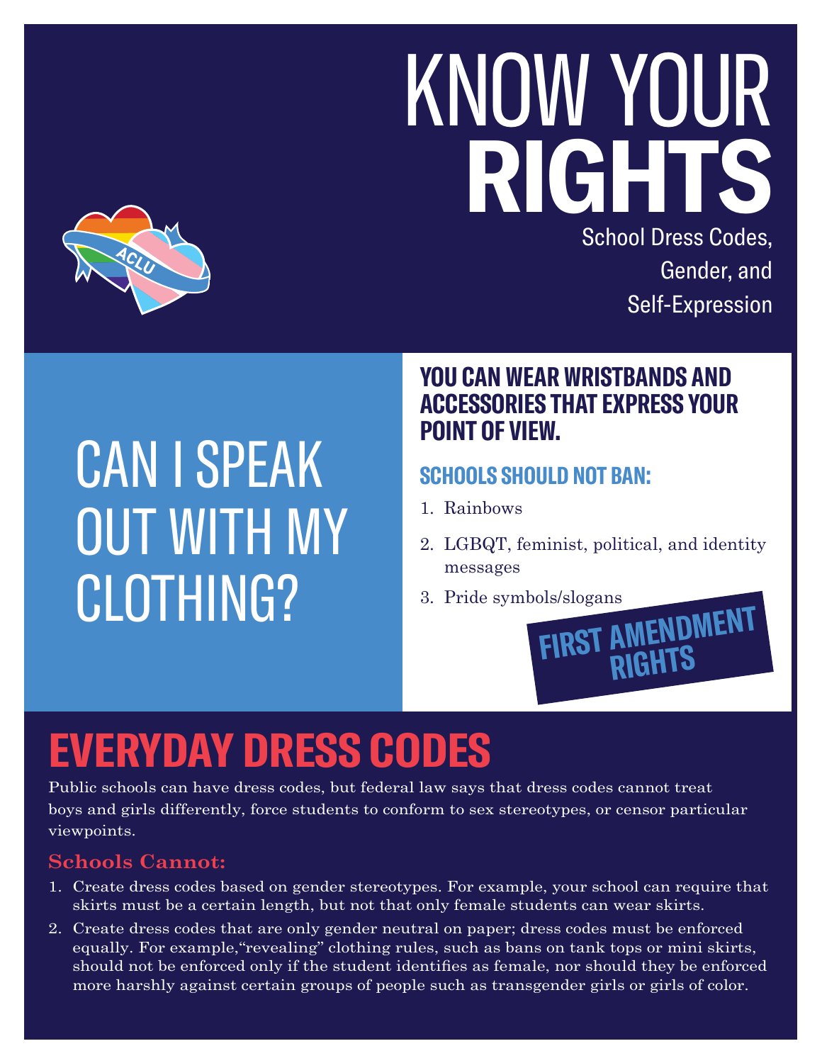# KNOW YOUR RIGHTS

School Dress Codes, Gender, and Self-Expression

## CAN I SPEAK OUT WITH MY CLOTHING?

### YOU CAN WEAR WRISTBANDS AND ACCESSORIES THAT EXPRESS YOUR POINT OF VIEW.

#### SCHOOLS SHOULD NOT BAN:

1. Rainbows
2. LGBQT, feminist, political, and identity messages
3. Pride symbols/slogans

**FIRST AMENDMENT RIGHTS**

## EVERYDAY DRESS CODES

Public schools can have dress codes, but federal law says that dress codes cannot treat boys and girls differently, force students to conform to sex stereotypes, or censor particular viewpoints.

### Schools Cannot:

1. Create dress codes based on gender stereotypes. For example, your school can require that skirts must be a certain length, but not that only female students can wear skirts.
2. Create dress codes that are only gender neutral on paper; dress codes must be enforced equally. For example,"revealing" clothing rules, such as bans on tank tops or mini skirts, should not be enforced only if the student identifies as female, nor should they be enforced more harshly against certain groups of people such as transgender girls or girls of color.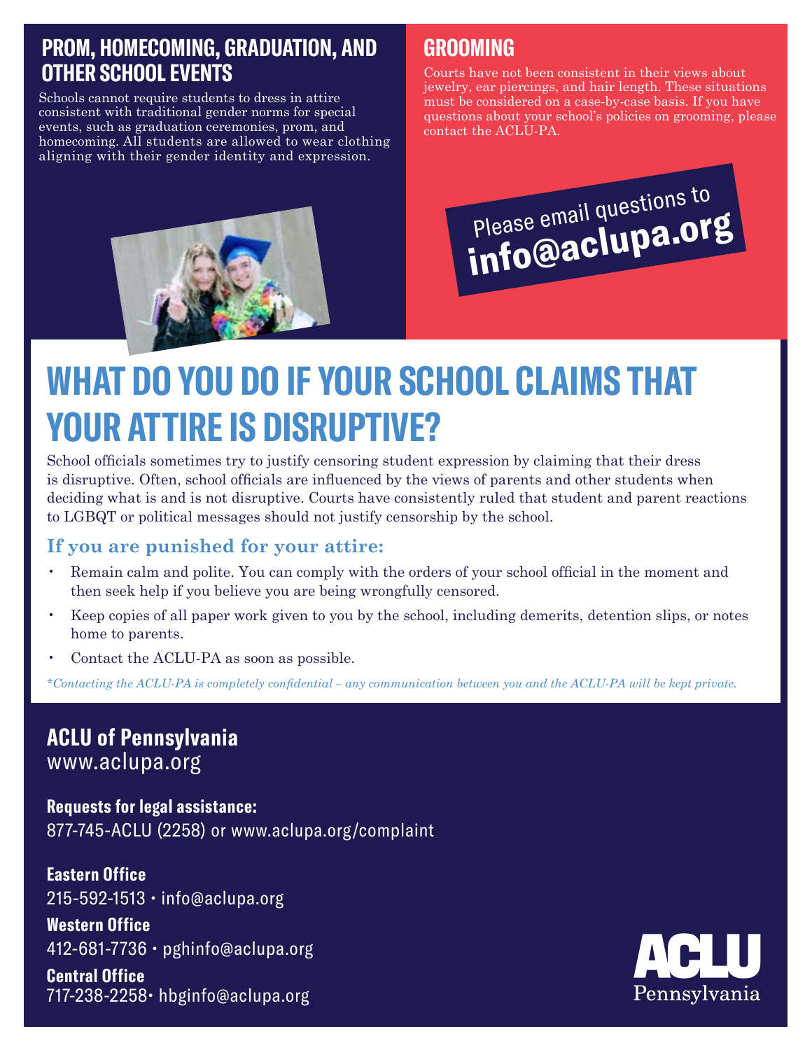## PROM, HOMECOMING, GRADUATION, AND OTHER SCHOOL EVENTS

Schools cannot require students to dress in attire consistent with traditional gender norms for special events, such as graduation ceremonies, prom, and homecoming. All students are allowed to wear clothing aligning with their gender identity and expression.

## GROOMING

Courts have not been consistent in their views about jewelry, ear piercings, and hair length. These situations must be considered on a case-by-case basis. If you have questions about your school's policies on grooming, please contact the ACLU-PA.

Please email questions to **info@aclupa.org**

# WHAT DO YOU DO IF YOUR SCHOOL CLAIMS THAT YOUR ATTIRE IS DISRUPTIVE?

School officials sometimes try to justify censoring student expression by claiming that their dress is disruptive. Often, school officials are influenced by the views of parents and other students when deciding what is and is not disruptive. Courts have consistently ruled that student and parent reactions to LGBQT or political messages should not justify censorship by the school.

### If you are punished for your attire:

- Remain calm and polite. You can comply with the orders of your school official in the moment and then seek help if you believe you are being wrongfully censored.
- Keep copies of all paper work given to you by the school, including demerits, detention slips, or notes home to parents.
- Contact the ACLU-PA as soon as possible.

*\*Contacting the ACLU-PA is completely confidential – any communication between you and the ACLU-PA will be kept private.*

**ACLU of Pennsylvania**
www.aclupa.org

**Requests for legal assistance:**
877-745-ACLU (2258) or www.aclupa.org/complaint

**Eastern Office**
215-592-1513 • info@aclupa.org

**Western Office**
412-681-7736 • pghinfo@aclupa.org

**Central Office**
717-238-2258• hbginfo@aclupa.org

ACLU Pennsylvania